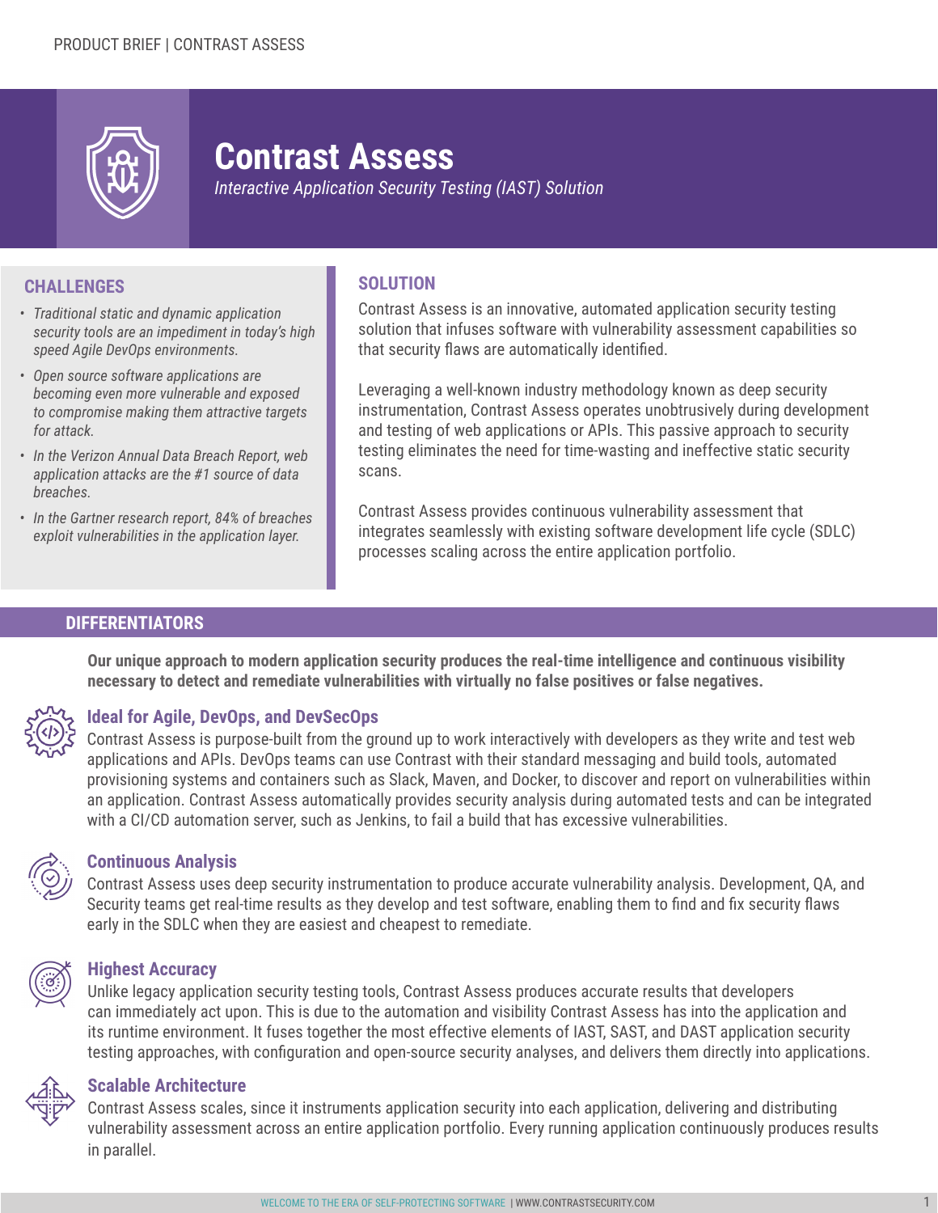PRODUCT BRIEF | CONTRAST ASSESS

# Contrast Assess

*Interactive Application Security Testing (IAST) Solution*

## CHALLENGES

- *Traditional static and dynamic application security tools are an impediment in today's high speed Agile DevOps environments.*
- *Open source software applications are becoming even more vulnerable and exposed to compromise making them attractive targets for attack.*
- *In the Verizon Annual Data Breach Report, web application attacks are the #1 source of data breaches.*
- *In the Gartner research report, 84% of breaches exploit vulnerabilities in the application layer.*

## SOLUTION

Contrast Assess is an innovative, automated application security testing solution that infuses software with vulnerability assessment capabilities so that security flaws are automatically identified.

Leveraging a well-known industry methodology known as deep security instrumentation, Contrast Assess operates unobtrusively during development and testing of web applications or APIs. This passive approach to security testing eliminates the need for time-wasting and ineffective static security scans.

Contrast Assess provides continuous vulnerability assessment that integrates seamlessly with existing software development life cycle (SDLC) processes scaling across the entire application portfolio.

## DIFFERENTIATORS

**Our unique approach to modern application security produces the real-time intelligence and continuous visibility necessary to detect and remediate vulnerabilities with virtually no false positives or false negatives.**

### Ideal for Agile, DevOps, and DevSecOps

Contrast Assess is purpose-built from the ground up to work interactively with developers as they write and test web applications and APIs. DevOps teams can use Contrast with their standard messaging and build tools, automated provisioning systems and containers such as Slack, Maven, and Docker, to discover and report on vulnerabilities within an application. Contrast Assess automatically provides security analysis during automated tests and can be integrated with a CI/CD automation server, such as Jenkins, to fail a build that has excessive vulnerabilities.

### Continuous Analysis

Contrast Assess uses deep security instrumentation to produce accurate vulnerability analysis. Development, QA, and Security teams get real-time results as they develop and test software, enabling them to find and fix security flaws early in the SDLC when they are easiest and cheapest to remediate.

### Highest Accuracy

Unlike legacy application security testing tools, Contrast Assess produces accurate results that developers can immediately act upon. This is due to the automation and visibility Contrast Assess has into the application and its runtime environment. It fuses together the most effective elements of IAST, SAST, and DAST application security testing approaches, with configuration and open-source security analyses, and delivers them directly into applications.

### Scalable Architecture

Contrast Assess scales, since it instruments application security into each application, delivering and distributing vulnerability assessment across an entire application portfolio. Every running application continuously produces results in parallel.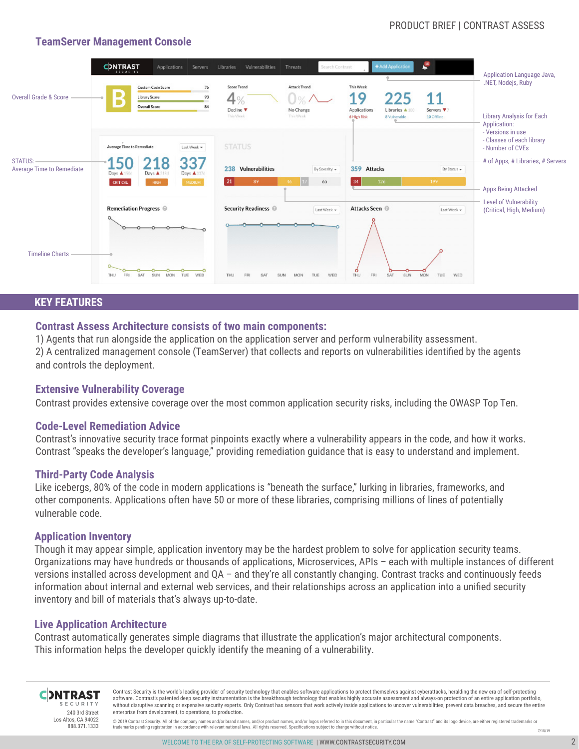## TeamServer Management Console

Overall Grade & Score

STATUS:
Average Time to Remediate

Timeline Charts

Application Language Java, .NET, Nodejs, Ruby

Library Analysis for Each Application:
- Versions in use
- Classes of each library
- Number of CVEs

# of Apps, # Libraries, # Servers

Apps Being Attacked

Level of Vulnerability (Critical, High, Medium)

## KEY FEATURES

### Contrast Assess Architecture consists of two main components:

1) Agents that run alongside the application on the application server and perform vulnerability assessment.
2) A centralized management console (TeamServer) that collects and reports on vulnerabilities identified by the agents and controls the deployment.

### Extensive Vulnerability Coverage

Contrast provides extensive coverage over the most common application security risks, including the OWASP Top Ten.

### Code-Level Remediation Advice

Contrast's innovative security trace format pinpoints exactly where a vulnerability appears in the code, and how it works. Contrast "speaks the developer's language," providing remediation guidance that is easy to understand and implement.

### Third-Party Code Analysis

Like icebergs, 80% of the code in modern applications is "beneath the surface," lurking in libraries, frameworks, and other components. Applications often have 50 or more of these libraries, comprising millions of lines of potentially vulnerable code.

### Application Inventory

Though it may appear simple, application inventory may be the hardest problem to solve for application security teams. Organizations may have hundreds or thousands of applications, Microservices, APIs – each with multiple instances of different versions installed across development and QA – and they're all constantly changing. Contrast tracks and continuously feeds information about internal and external web services, and their relationships across an application into a unified security inventory and bill of materials that's always up-to-date.

### Live Application Architecture

Contrast automatically generates simple diagrams that illustrate the application's major architectural components. This information helps the developer quickly identify the meaning of a vulnerability.

CONTRAST SECURITY
240 3rd Street
Los Altos, CA 94022
888.371.1333

Contrast Security is the world's leading provider of security technology that enables software applications to protect themselves against cyberattacks, heralding the new era of self-protecting software. Contrast's patented deep security instrumentation is the breakthrough technology that enables highly accurate assessment and always-on protection of an entire application portfolio, without disruptive scanning or expensive security experts. Only Contrast has sensors that work actively inside applications to uncover vulnerabilities, prevent data breaches, and secure the entire enterprise from development, to operations, to production.

© 2019 Contrast Security. All of the company names and/or brand names, and/or product names, and/or logos referred to in this document, in particular the name "Contrast" and its logo device, are either registered trademarks or trademarks pending registration in accordance with relevant national laws. All rights reserved. Specifications subject to change without notice.

7/15/19

WELCOME TO THE ERA OF SELF-PROTECTING SOFTWARE | WWW.CONTRASTSECURITY.COM